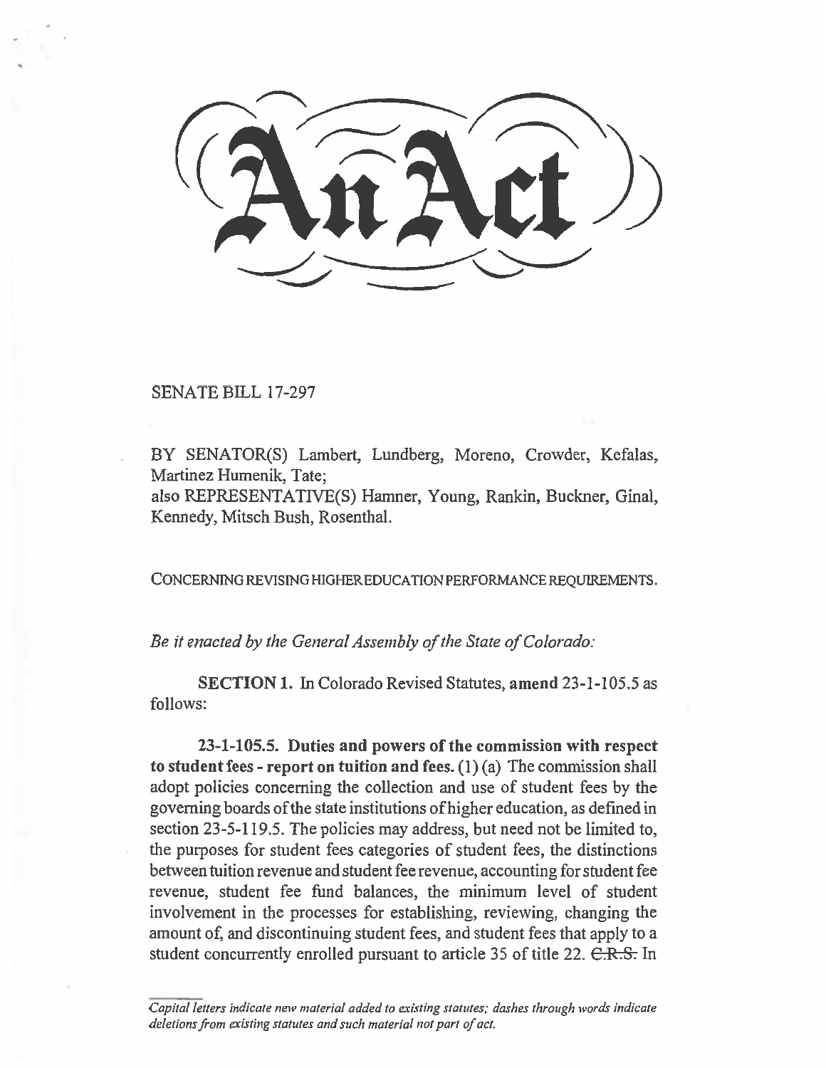# An Act

SENATE BILL 17-297

BY SENATOR(S) Lambert, Lundberg, Moreno, Crowder, Kefalas, Martinez Humenik, Tate;
also REPRESENTATIVE(S) Hamner, Young, Rankin, Buckner, Ginal, Kennedy, Mitsch Bush, Rosenthal.

CONCERNING REVISING HIGHER EDUCATION PERFORMANCE REQUIREMENTS.

*Be it enacted by the General Assembly of the State of Colorado:*

**SECTION 1.** In Colorado Revised Statutes, **amend** 23-1-105.5 as follows:

**23-1-105.5. Duties and powers of the commission with respect to student fees - report on tuition and fees.** (1) (a) The commission shall adopt policies concerning the collection and use of student fees by the governing boards of the state institutions of higher education, as defined in section 23-5-119.5. The policies may address, but need not be limited to, the purposes for student fees categories of student fees, the distinctions between tuition revenue and student fee revenue, accounting for student fee revenue, student fee fund balances, the minimum level of student involvement in the processes for establishing, reviewing, changing the amount of, and discontinuing student fees, and student fees that apply to a student concurrently enrolled pursuant to article 35 of title 22. ~~C.R.S.~~ In

*Capital letters indicate new material added to existing statutes; dashes through words indicate deletions from existing statutes and such material not part of act.*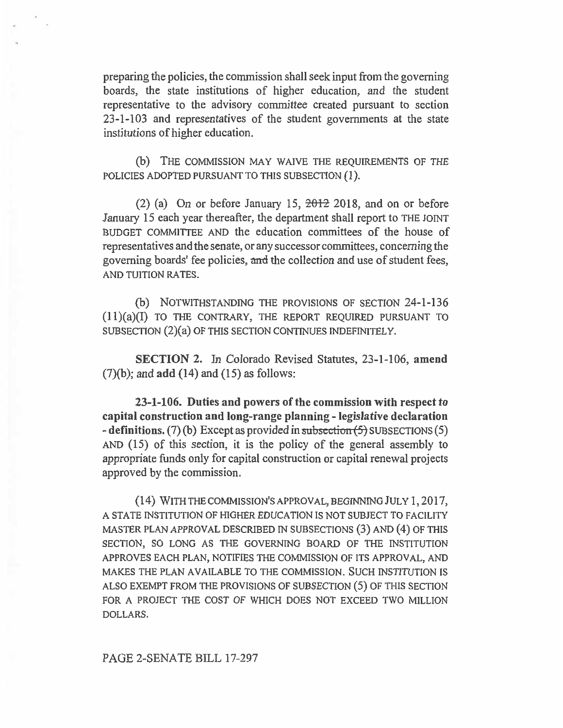preparing the policies, the commission shall seek input from the governing boards, the state institutions of higher education, and the student representative to the advisory committee created pursuant to section 23-1-103 and representatives of the student governments at the state institutions of higher education.

(b) THE COMMISSION MAY WAIVE THE REQUIREMENTS OF THE POLICIES ADOPTED PURSUANT TO THIS SUBSECTION (1).

(2) (a) On or before January 15, ~~2012~~ 2018, and on or before January 15 each year thereafter, the department shall report to THE JOINT BUDGET COMMITTEE AND the education committees of the house of representatives and the senate, or any successor committees, concerning the governing boards' fee policies, ~~and~~ the collection and use of student fees, AND TUITION RATES.

(b) NOTWITHSTANDING THE PROVISIONS OF SECTION 24-1-136 (11)(a)(I) TO THE CONTRARY, THE REPORT REQUIRED PURSUANT TO SUBSECTION (2)(a) OF THIS SECTION CONTINUES INDEFINITELY.

**SECTION 2.** In Colorado Revised Statutes, 23-1-106, **amend** (7)(b); and **add** (14) and (15) as follows:

**23-1-106. Duties and powers of the commission with respect to capital construction and long-range planning - legislative declaration - definitions.** (7) (b) Except as provided in ~~subsection (5)~~ SUBSECTIONS (5) AND (15) of this section, it is the policy of the general assembly to appropriate funds only for capital construction or capital renewal projects approved by the commission.

(14) WITH THE COMMISSION'S APPROVAL, BEGINNING JULY 1, 2017, A STATE INSTITUTION OF HIGHER EDUCATION IS NOT SUBJECT TO FACILITY MASTER PLAN APPROVAL DESCRIBED IN SUBSECTIONS (3) AND (4) OF THIS SECTION, SO LONG AS THE GOVERNING BOARD OF THE INSTITUTION APPROVES EACH PLAN, NOTIFIES THE COMMISSION OF ITS APPROVAL, AND MAKES THE PLAN AVAILABLE TO THE COMMISSION. SUCH INSTITUTION IS ALSO EXEMPT FROM THE PROVISIONS OF SUBSECTION (5) OF THIS SECTION FOR A PROJECT THE COST OF WHICH DOES NOT EXCEED TWO MILLION DOLLARS.

PAGE 2-SENATE BILL 17-297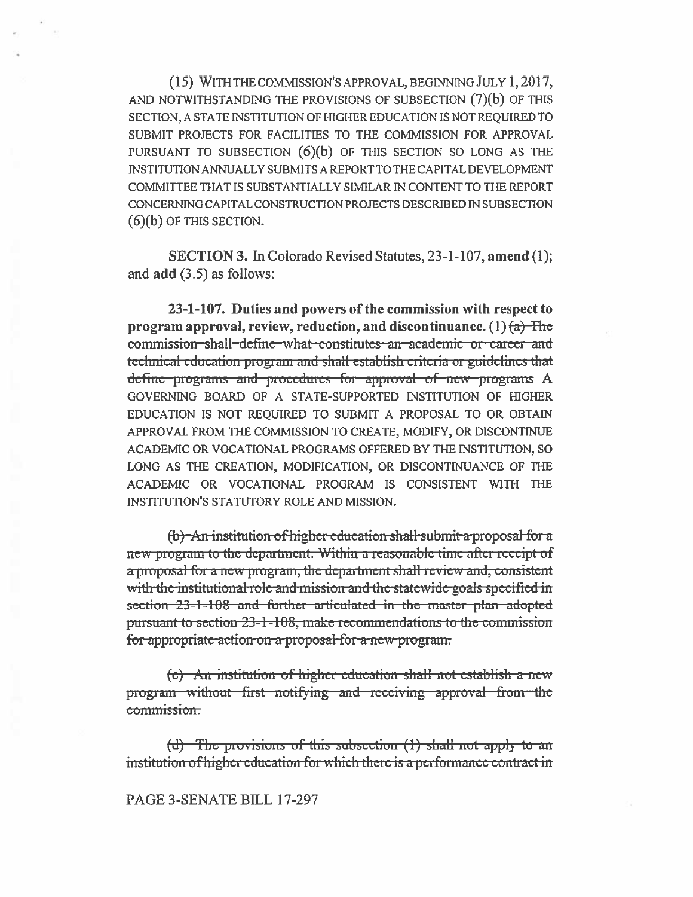(15) WITH THE COMMISSION'S APPROVAL, BEGINNING JULY 1, 2017, AND NOTWITHSTANDING THE PROVISIONS OF SUBSECTION (7)(b) OF THIS SECTION, A STATE INSTITUTION OF HIGHER EDUCATION IS NOT REQUIRED TO SUBMIT PROJECTS FOR FACILITIES TO THE COMMISSION FOR APPROVAL PURSUANT TO SUBSECTION (6)(b) OF THIS SECTION SO LONG AS THE INSTITUTION ANNUALLY SUBMITS A REPORT TO THE CAPITAL DEVELOPMENT COMMITTEE THAT IS SUBSTANTIALLY SIMILAR IN CONTENT TO THE REPORT CONCERNING CAPITAL CONSTRUCTION PROJECTS DESCRIBED IN SUBSECTION (6)(b) OF THIS SECTION.

**SECTION 3.** In Colorado Revised Statutes, 23-1-107, **amend** (1); and **add** (3.5) as follows:

**23-1-107. Duties and powers of the commission with respect to program approval, review, reduction, and discontinuance.** (1) ~~(a) The commission shall define what constitutes an academic or career and technical education program and shall establish criteria or guidelines that define programs and procedures for approval of new programs~~ A GOVERNING BOARD OF A STATE-SUPPORTED INSTITUTION OF HIGHER EDUCATION IS NOT REQUIRED TO SUBMIT A PROPOSAL TO OR OBTAIN APPROVAL FROM THE COMMISSION TO CREATE, MODIFY, OR DISCONTINUE ACADEMIC OR VOCATIONAL PROGRAMS OFFERED BY THE INSTITUTION, SO LONG AS THE CREATION, MODIFICATION, OR DISCONTINUANCE OF THE ACADEMIC OR VOCATIONAL PROGRAM IS CONSISTENT WITH THE INSTITUTION'S STATUTORY ROLE AND MISSION.

~~(b) An institution of higher education shall submit a proposal for a new program to the department. Within a reasonable time after receipt of a proposal for a new program, the department shall review and, consistent with the institutional role and mission and the statewide goals specified in section 23-1-108 and further articulated in the master plan adopted pursuant to section 23-1-108, make recommendations to the commission for appropriate action on a proposal for a new program.~~

~~(c) An institution of higher education shall not establish a new program without first notifying and receiving approval from the commission.~~

~~(d) The provisions of this subsection (1) shall not apply to an institution of higher education for which there is a performance contract in~~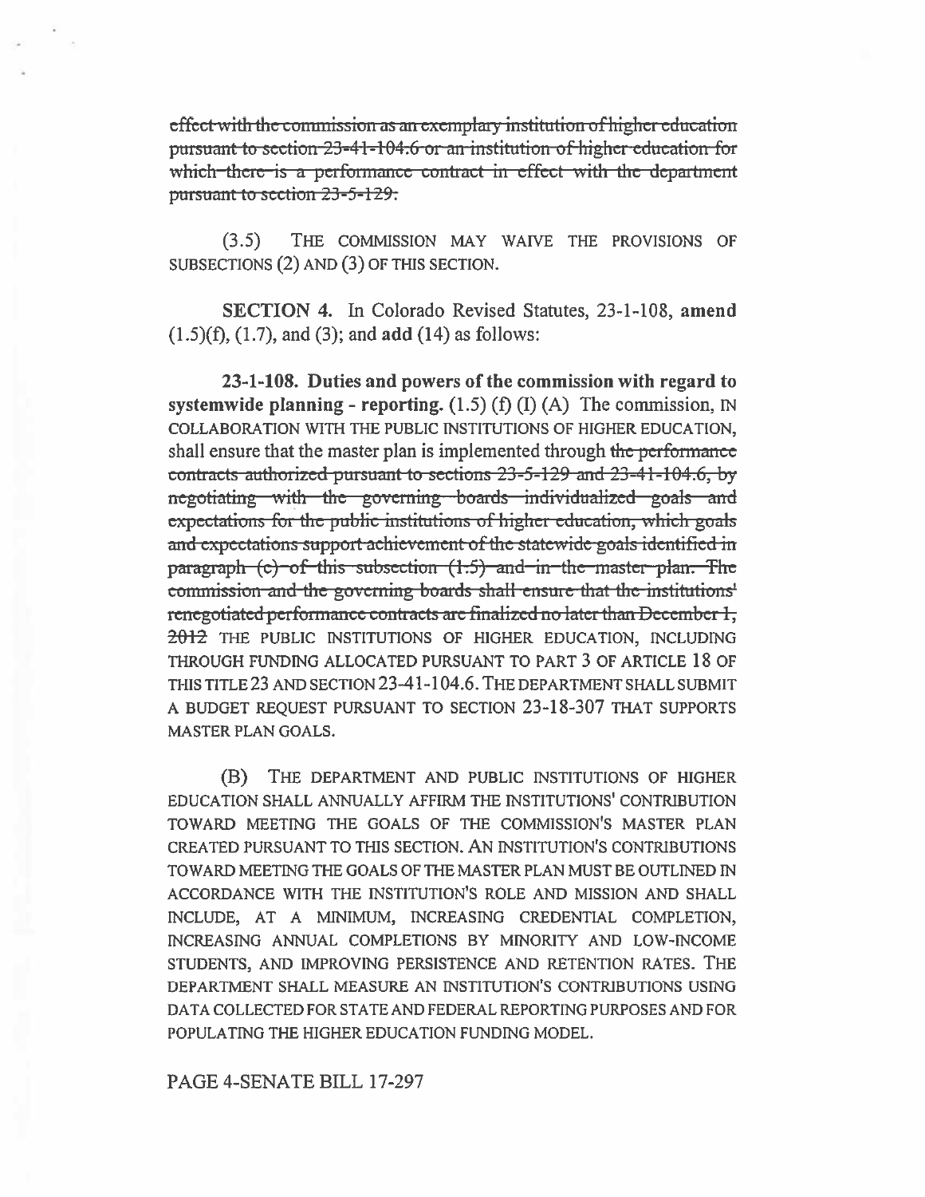~~effect with the commission as an exemplary institution of higher education pursuant to section 23-41-104.6 or an institution of higher education for which there is a performance contract in effect with the department pursuant to section 23-5-129.~~

(3.5) THE COMMISSION MAY WAIVE THE PROVISIONS OF SUBSECTIONS (2) AND (3) OF THIS SECTION.

**SECTION 4.** In Colorado Revised Statutes, 23-1-108, **amend** (1.5)(f), (1.7), and (3); and **add** (14) as follows:

**23-1-108. Duties and powers of the commission with regard to systemwide planning - reporting.** (1.5) (f) (I) (A) The commission, IN COLLABORATION WITH THE PUBLIC INSTITUTIONS OF HIGHER EDUCATION, shall ensure that the master plan is implemented through ~~the performance contracts authorized pursuant to sections 23-5-129 and 23-41-104.6, by negotiating with the governing boards individualized goals and expectations for the public institutions of higher education, which goals and expectations support achievement of the statewide goals identified in paragraph (c) of this subsection (1.5) and in the master plan. The commission and the governing boards shall ensure that the institutions' renegotiated performance contracts are finalized no later than December 1, 2012~~ THE PUBLIC INSTITUTIONS OF HIGHER EDUCATION, INCLUDING THROUGH FUNDING ALLOCATED PURSUANT TO PART 3 OF ARTICLE 18 OF THIS TITLE 23 AND SECTION 23-41-104.6. THE DEPARTMENT SHALL SUBMIT A BUDGET REQUEST PURSUANT TO SECTION 23-18-307 THAT SUPPORTS MASTER PLAN GOALS.

(B) THE DEPARTMENT AND PUBLIC INSTITUTIONS OF HIGHER EDUCATION SHALL ANNUALLY AFFIRM THE INSTITUTIONS' CONTRIBUTION TOWARD MEETING THE GOALS OF THE COMMISSION'S MASTER PLAN CREATED PURSUANT TO THIS SECTION. AN INSTITUTION'S CONTRIBUTIONS TOWARD MEETING THE GOALS OF THE MASTER PLAN MUST BE OUTLINED IN ACCORDANCE WITH THE INSTITUTION'S ROLE AND MISSION AND SHALL INCLUDE, AT A MINIMUM, INCREASING CREDENTIAL COMPLETION, INCREASING ANNUAL COMPLETIONS BY MINORITY AND LOW-INCOME STUDENTS, AND IMPROVING PERSISTENCE AND RETENTION RATES. THE DEPARTMENT SHALL MEASURE AN INSTITUTION'S CONTRIBUTIONS USING DATA COLLECTED FOR STATE AND FEDERAL REPORTING PURPOSES AND FOR POPULATING THE HIGHER EDUCATION FUNDING MODEL.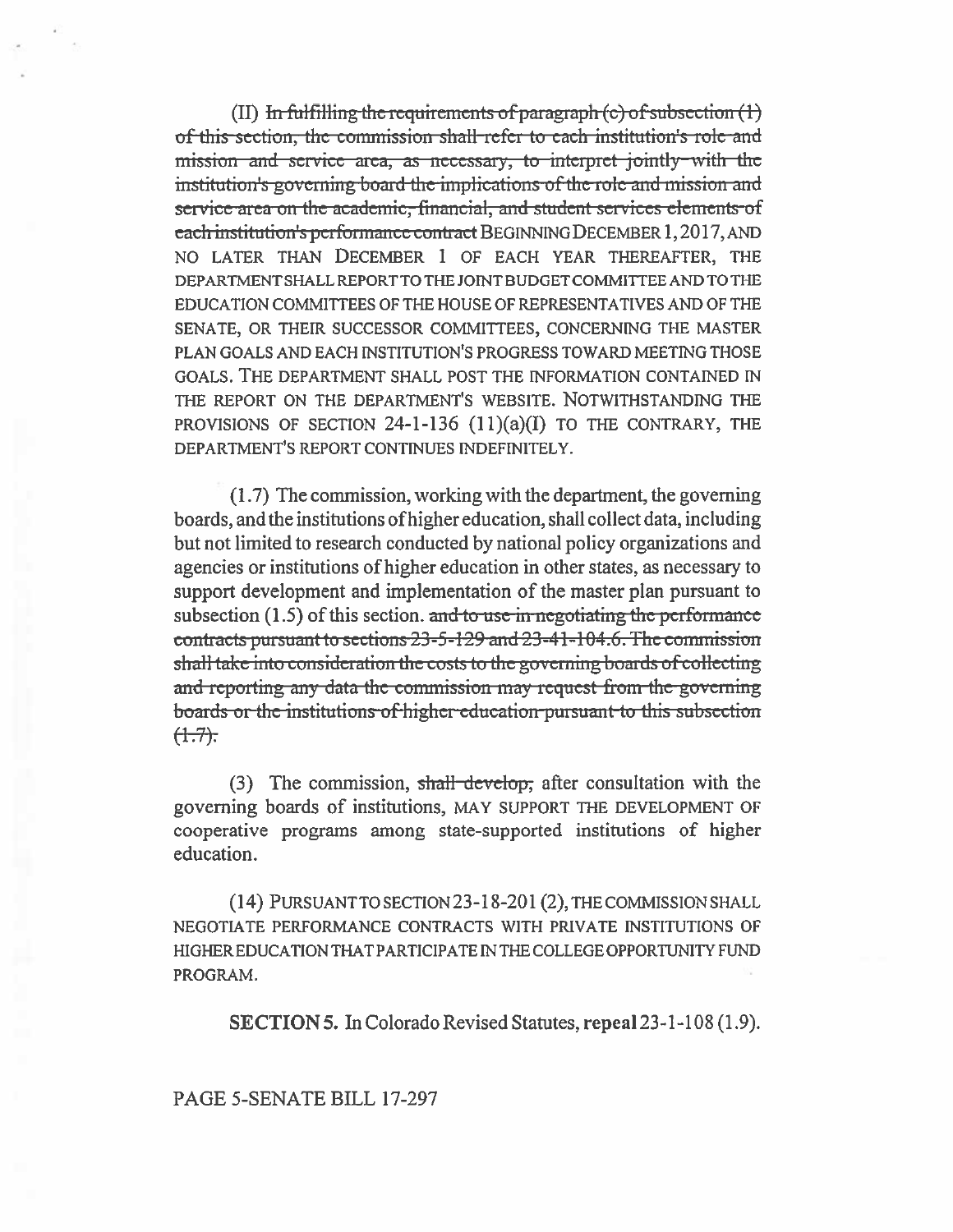(II) ~~In fulfilling the requirements of paragraph (c) of subsection (1) of this section, the commission shall refer to each institution's role and mission and service area, as necessary, to interpret jointly with the institution's governing board the implications of the role and mission and service area on the academic, financial, and student services elements of each institution's performance contract~~ BEGINNING DECEMBER 1, 2017, AND NO LATER THAN DECEMBER 1 OF EACH YEAR THEREAFTER, THE DEPARTMENT SHALL REPORT TO THE JOINT BUDGET COMMITTEE AND TO THE EDUCATION COMMITTEES OF THE HOUSE OF REPRESENTATIVES AND OF THE SENATE, OR THEIR SUCCESSOR COMMITTEES, CONCERNING THE MASTER PLAN GOALS AND EACH INSTITUTION'S PROGRESS TOWARD MEETING THOSE GOALS. THE DEPARTMENT SHALL POST THE INFORMATION CONTAINED IN THE REPORT ON THE DEPARTMENT'S WEBSITE. NOTWITHSTANDING THE PROVISIONS OF SECTION 24-1-136 (11)(a)(I) TO THE CONTRARY, THE DEPARTMENT'S REPORT CONTINUES INDEFINITELY.

(1.7) The commission, working with the department, the governing boards, and the institutions of higher education, shall collect data, including but not limited to research conducted by national policy organizations and agencies or institutions of higher education in other states, as necessary to support development and implementation of the master plan pursuant to subsection (1.5) of this section. ~~and to use in negotiating the performance contracts pursuant to sections 23-5-129 and 23-41-104.6. The commission shall take into consideration the costs to the governing boards of collecting and reporting any data the commission may request from the governing boards or the institutions of higher education pursuant to this subsection (1.7).~~

(3) The commission, ~~shall develop,~~ after consultation with the governing boards of institutions, MAY SUPPORT THE DEVELOPMENT OF cooperative programs among state-supported institutions of higher education.

(14) PURSUANT TO SECTION 23-18-201 (2), THE COMMISSION SHALL NEGOTIATE PERFORMANCE CONTRACTS WITH PRIVATE INSTITUTIONS OF HIGHER EDUCATION THAT PARTICIPATE IN THE COLLEGE OPPORTUNITY FUND PROGRAM.

**SECTION 5.** In Colorado Revised Statutes, **repeal** 23-1-108 (1.9).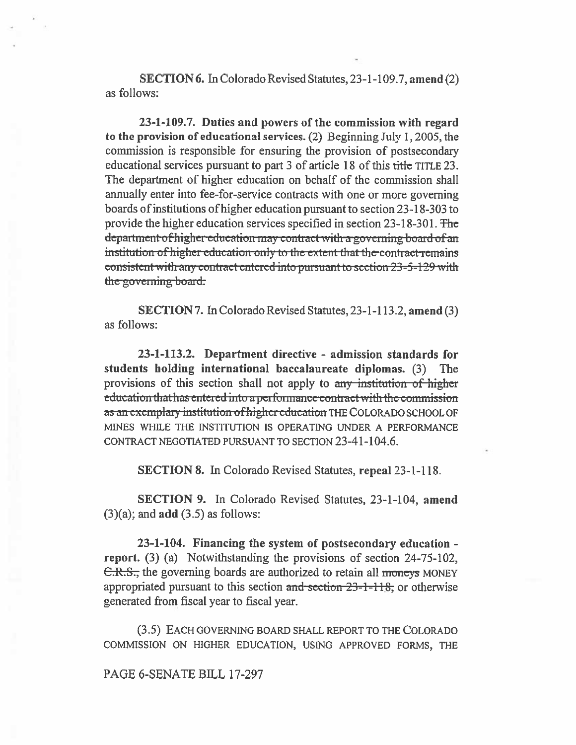**SECTION 6.** In Colorado Revised Statutes, 23-1-109.7, **amend** (2) as follows:

**23-1-109.7. Duties and powers of the commission with regard to the provision of educational services.** (2) Beginning July 1, 2005, the commission is responsible for ensuring the provision of postsecondary educational services pursuant to part 3 of article 18 of this ~~title~~ TITLE 23. The department of higher education on behalf of the commission shall annually enter into fee-for-service contracts with one or more governing boards of institutions of higher education pursuant to section 23-18-303 to provide the higher education services specified in section 23-18-301. ~~The department of higher education may contract with a governing board of an institution of higher education only to the extent that the contract remains consistent with any contract entered into pursuant to section 23-5-129 with the governing board.~~

**SECTION 7.** In Colorado Revised Statutes, 23-1-113.2, **amend** (3) as follows:

**23-1-113.2. Department directive - admission standards for students holding international baccalaureate diplomas.** (3) The provisions of this section shall not apply to ~~any institution of higher education that has entered into a performance contract with the commission as an exemplary institution of higher education~~ THE COLORADO SCHOOL OF MINES WHILE THE INSTITUTION IS OPERATING UNDER A PERFORMANCE CONTRACT NEGOTIATED PURSUANT TO SECTION 23-41-104.6.

**SECTION 8.** In Colorado Revised Statutes, **repeal** 23-1-118.

**SECTION 9.** In Colorado Revised Statutes, 23-1-104, **amend** (3)(a); and **add** (3.5) as follows:

**23-1-104. Financing the system of postsecondary education - report.** (3) (a) Notwithstanding the provisions of section 24-75-102, ~~C.R.S.,~~ the governing boards are authorized to retain all ~~moneys~~ MONEY appropriated pursuant to this section ~~and section 23-1-118,~~ or otherwise generated from fiscal year to fiscal year.

(3.5) EACH GOVERNING BOARD SHALL REPORT TO THE COLORADO COMMISSION ON HIGHER EDUCATION, USING APPROVED FORMS, THE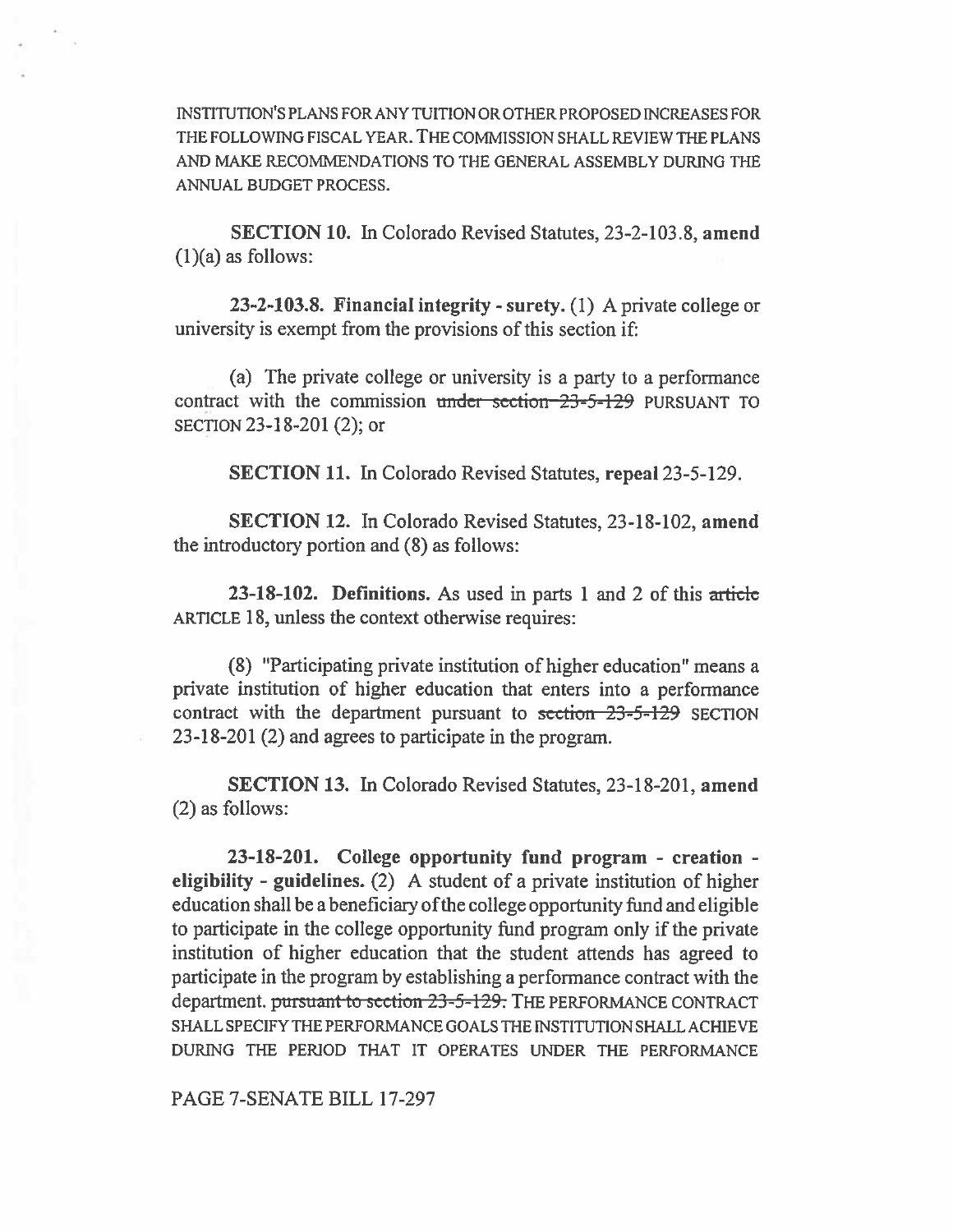INSTITUTION'S PLANS FOR ANY TUITION OR OTHER PROPOSED INCREASES FOR THE FOLLOWING FISCAL YEAR. THE COMMISSION SHALL REVIEW THE PLANS AND MAKE RECOMMENDATIONS TO THE GENERAL ASSEMBLY DURING THE ANNUAL BUDGET PROCESS.

**SECTION 10.** In Colorado Revised Statutes, 23-2-103.8, **amend** (1)(a) as follows:

**23-2-103.8. Financial integrity - surety.** (1) A private college or university is exempt from the provisions of this section if:

(a) The private college or university is a party to a performance contract with the commission ~~under section 23-5-129~~ PURSUANT TO SECTION 23-18-201 (2); or

**SECTION 11.** In Colorado Revised Statutes, **repeal** 23-5-129.

**SECTION 12.** In Colorado Revised Statutes, 23-18-102, **amend** the introductory portion and (8) as follows:

**23-18-102. Definitions.** As used in parts 1 and 2 of this ~~article~~ ARTICLE 18, unless the context otherwise requires:

(8) "Participating private institution of higher education" means a private institution of higher education that enters into a performance contract with the department pursuant to ~~section 23-5-129~~ SECTION 23-18-201 (2) and agrees to participate in the program.

**SECTION 13.** In Colorado Revised Statutes, 23-18-201, **amend** (2) as follows:

**23-18-201. College opportunity fund program - creation - eligibility - guidelines.** (2) A student of a private institution of higher education shall be a beneficiary of the college opportunity fund and eligible to participate in the college opportunity fund program only if the private institution of higher education that the student attends has agreed to participate in the program by establishing a performance contract with the department. ~~pursuant to section 23-5-129.~~ THE PERFORMANCE CONTRACT SHALL SPECIFY THE PERFORMANCE GOALS THE INSTITUTION SHALL ACHIEVE DURING THE PERIOD THAT IT OPERATES UNDER THE PERFORMANCE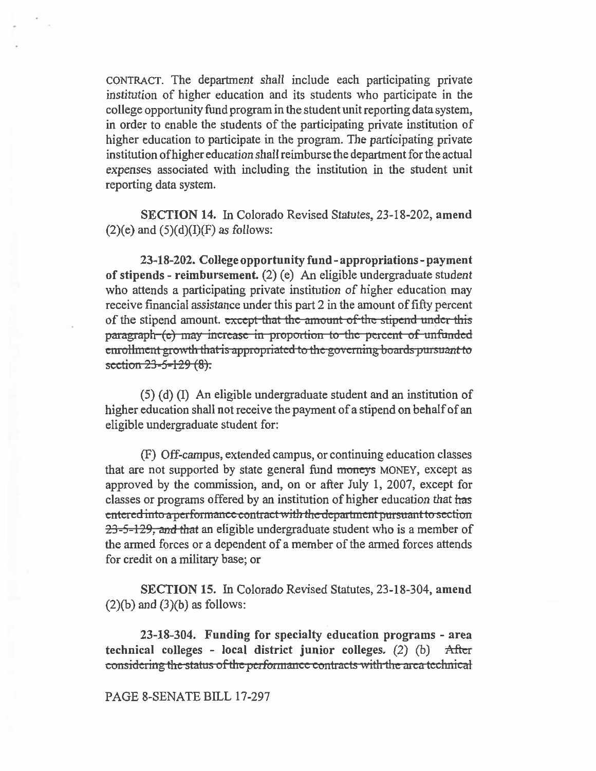CONTRACT. The department shall include each participating private institution of higher education and its students who participate in the college opportunity fund program in the student unit reporting data system, in order to enable the students of the participating private institution of higher education to participate in the program. The participating private institution of higher education shall reimburse the department for the actual expenses associated with including the institution in the student unit reporting data system.

**SECTION 14.** In Colorado Revised Statutes, 23-18-202, **amend** (2)(e) and (5)(d)(I)(F) as follows:

**23-18-202. College opportunity fund - appropriations - payment of stipends - reimbursement.** (2) (e) An eligible undergraduate student who attends a participating private institution of higher education may receive financial assistance under this part 2 in the amount of fifty percent of the stipend amount. ~~except that the amount of the stipend under this paragraph (e) may increase in proportion to the percent of unfunded enrollment growth that is appropriated to the governing boards pursuant to section 23-5-129 (8).~~

(5) (d) (I) An eligible undergraduate student and an institution of higher education shall not receive the payment of a stipend on behalf of an eligible undergraduate student for:

(F) Off-campus, extended campus, or continuing education classes that are not supported by state general fund ~~moneys~~ MONEY, except as approved by the commission, and, on or after July 1, 2007, except for classes or programs offered by an institution of higher education that ~~has entered into a performance contract with the department pursuant to section 23-5-129, and that~~ an eligible undergraduate student who is a member of the armed forces or a dependent of a member of the armed forces attends for credit on a military base; or

**SECTION 15.** In Colorado Revised Statutes, 23-18-304, **amend** (2)(b) and (3)(b) as follows:

**23-18-304. Funding for specialty education programs - area technical colleges - local district junior colleges.** (2) (b) ~~After considering the status of the performance contracts with the area technical~~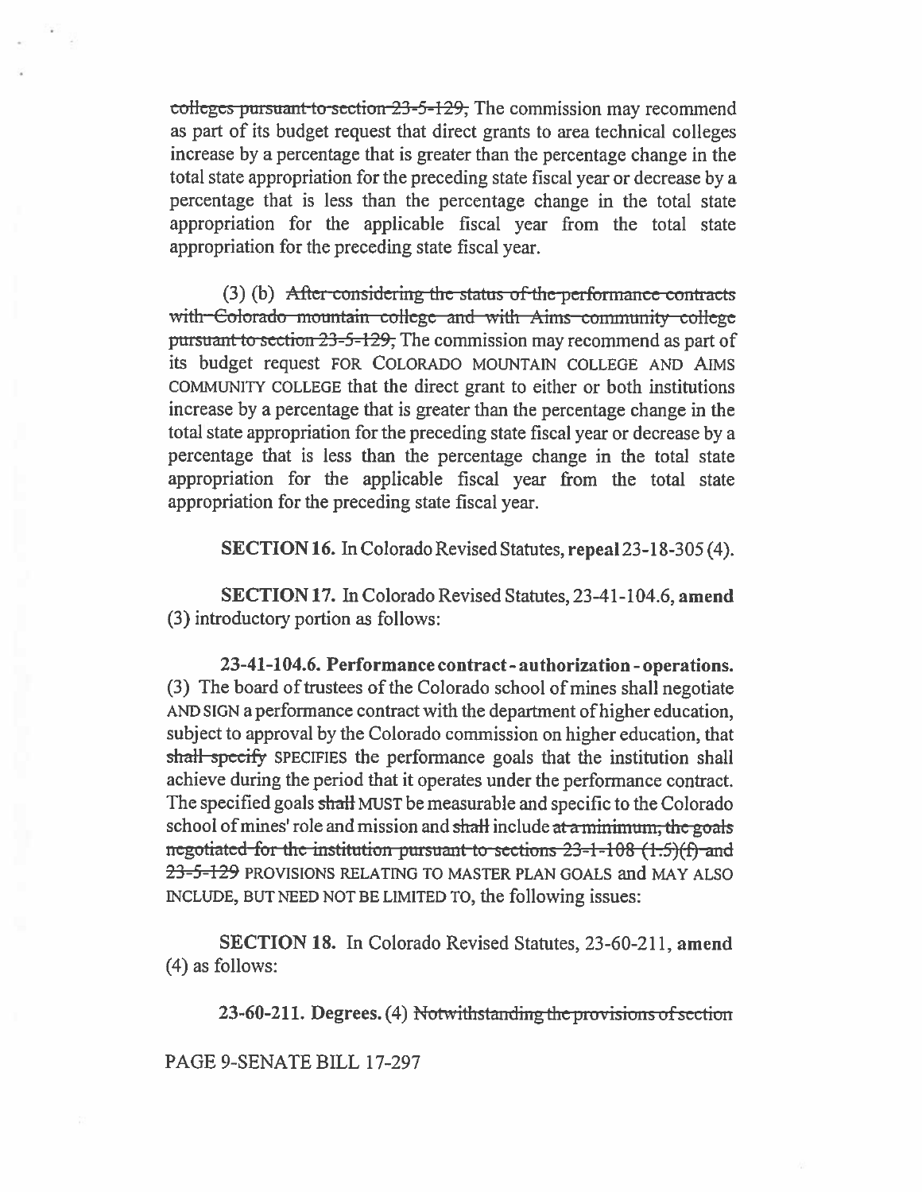~~colleges pursuant to section 23-5-129,~~ The commission may recommend as part of its budget request that direct grants to area technical colleges increase by a percentage that is greater than the percentage change in the total state appropriation for the preceding state fiscal year or decrease by a percentage that is less than the percentage change in the total state appropriation for the applicable fiscal year from the total state appropriation for the preceding state fiscal year.

(3) (b) ~~After considering the status of the performance contracts with Colorado mountain college and with Aims community college pursuant to section 23-5-129,~~ The commission may recommend as part of its budget request FOR COLORADO MOUNTAIN COLLEGE AND AIMS COMMUNITY COLLEGE that the direct grant to either or both institutions increase by a percentage that is greater than the percentage change in the total state appropriation for the preceding state fiscal year or decrease by a percentage that is less than the percentage change in the total state appropriation for the applicable fiscal year from the total state appropriation for the preceding state fiscal year.

**SECTION 16.** In Colorado Revised Statutes, **repeal** 23-18-305 (4).

**SECTION 17.** In Colorado Revised Statutes, 23-41-104.6, **amend** (3) introductory portion as follows:

**23-41-104.6. Performance contract - authorization - operations.** (3) The board of trustees of the Colorado school of mines shall negotiate AND SIGN a performance contract with the department of higher education, subject to approval by the Colorado commission on higher education, that ~~shall specify~~ SPECIFIES the performance goals that the institution shall achieve during the period that it operates under the performance contract. The specified goals ~~shall~~ MUST be measurable and specific to the Colorado school of mines' role and mission and ~~shall~~ include ~~at a minimum, the goals negotiated for the institution pursuant to sections 23-1-108 (1.5)(f) and 23-5-129~~ PROVISIONS RELATING TO MASTER PLAN GOALS and MAY ALSO INCLUDE, BUT NEED NOT BE LIMITED TO, the following issues:

**SECTION 18.** In Colorado Revised Statutes, 23-60-211, **amend** (4) as follows:

**23-60-211. Degrees.** (4) ~~Notwithstanding the provisions of section~~

PAGE 9-SENATE BILL 17-297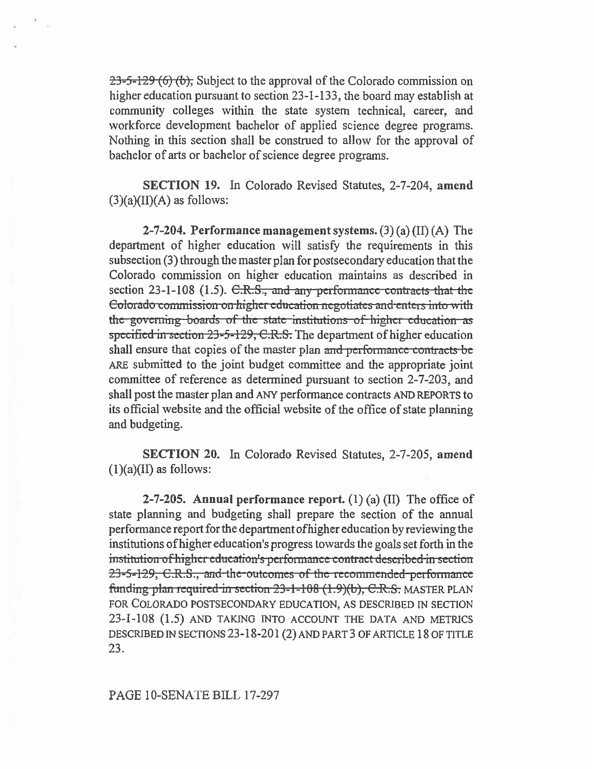~~23-5-129 (6) (b),~~ Subject to the approval of the Colorado commission on higher education pursuant to section 23-1-133, the board may establish at community colleges within the state system technical, career, and workforce development bachelor of applied science degree programs. Nothing in this section shall be construed to allow for the approval of bachelor of arts or bachelor of science degree programs.

**SECTION 19.** In Colorado Revised Statutes, 2-7-204, **amend** (3)(a)(II)(A) as follows:

**2-7-204. Performance management systems.** (3) (a) (II) (A) The department of higher education will satisfy the requirements in this subsection (3) through the master plan for postsecondary education that the Colorado commission on higher education maintains as described in section 23-1-108 (1.5). ~~C.R.S., and any performance contracts that the Colorado commission on higher education negotiates and enters into with the governing boards of the state institutions of higher education as specified in section 23-5-129, C.R.S.~~ The department of higher education shall ensure that copies of the master plan ~~and performance contracts be~~ ARE submitted to the joint budget committee and the appropriate joint committee of reference as determined pursuant to section 2-7-203, and shall post the master plan and ANY performance contracts AND REPORTS to its official website and the official website of the office of state planning and budgeting.

**SECTION 20.** In Colorado Revised Statutes, 2-7-205, **amend** (1)(a)(II) as follows:

**2-7-205. Annual performance report.** (1) (a) (II) The office of state planning and budgeting shall prepare the section of the annual performance report for the department of higher education by reviewing the institutions of higher education's progress towards the goals set forth in the ~~institution of higher education's performance contract described in section 23-5-129, C.R.S., and the outcomes of the recommended performance funding plan required in section 23-1-108 (1.9)(b), C.R.S.~~ MASTER PLAN FOR COLORADO POSTSECONDARY EDUCATION, AS DESCRIBED IN SECTION 23-1-108 (1.5) AND TAKING INTO ACCOUNT THE DATA AND METRICS DESCRIBED IN SECTIONS 23-18-201 (2) AND PART 3 OF ARTICLE 18 OF TITLE 23.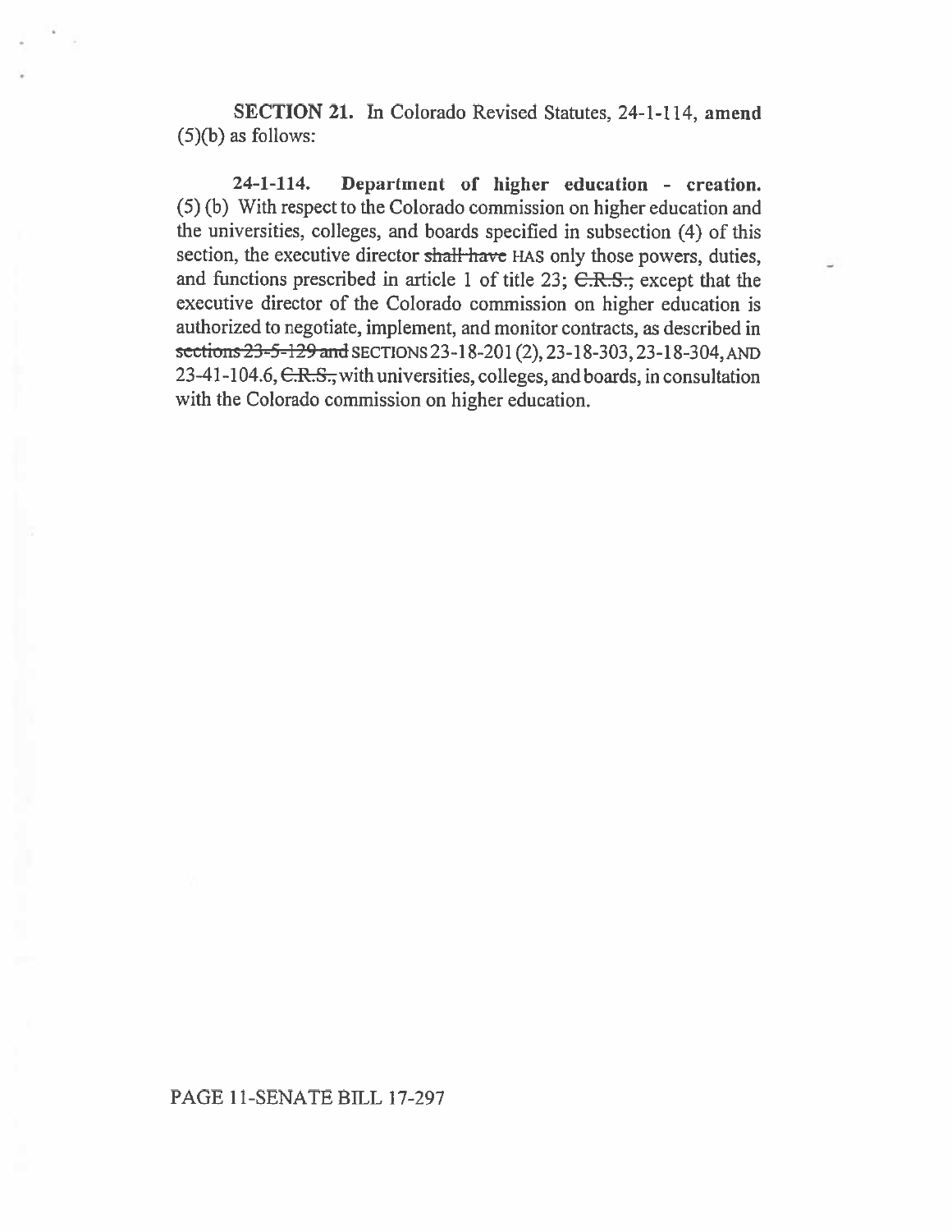**SECTION 21.** In Colorado Revised Statutes, 24-1-114, **amend** (5)(b) as follows:

**24-1-114. Department of higher education - creation.** (5) (b) With respect to the Colorado commission on higher education and the universities, colleges, and boards specified in subsection (4) of this section, the executive director ~~shall have~~ HAS only those powers, duties, and functions prescribed in article 1 of title 23; ~~C.R.S.;~~ except that the executive director of the Colorado commission on higher education is authorized to negotiate, implement, and monitor contracts, as described in ~~sections 23-5-129 and~~ SECTIONS 23-18-201 (2), 23-18-303, 23-18-304, AND 23-41-104.6, ~~C.R.S.,~~ with universities, colleges, and boards, in consultation with the Colorado commission on higher education.

PAGE 11-SENATE BILL 17-297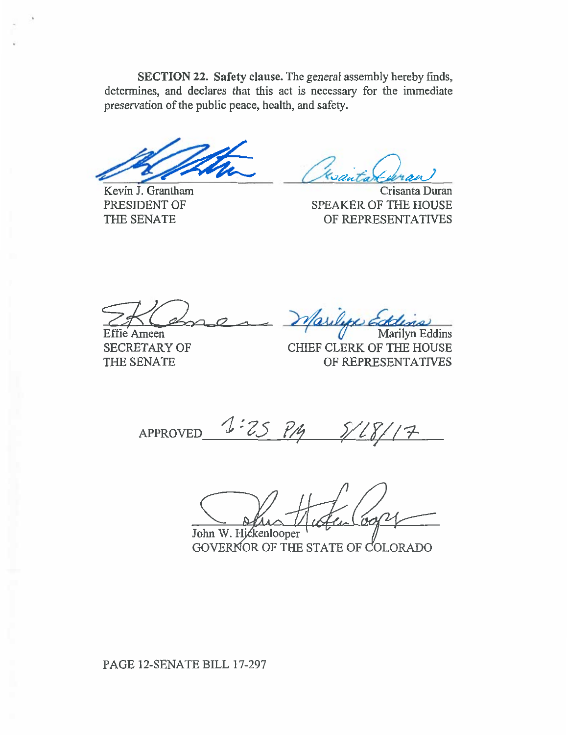**SECTION 22. Safety clause.** The general assembly hereby finds, determines, and declares that this act is necessary for the immediate preservation of the public peace, health, and safety.

Kevin J. Grantham
PRESIDENT OF
THE SENATE

Crisanta Duran
SPEAKER OF THE HOUSE
OF REPRESENTATIVES

Effie Ameen
SECRETARY OF
THE SENATE

Marilyn Eddins
CHIEF CLERK OF THE HOUSE
OF REPRESENTATIVES

APPROVED 1:25 PM 5/18/17

John W. Hickenlooper
GOVERNOR OF THE STATE OF COLORADO

PAGE 12-SENATE BILL 17-297